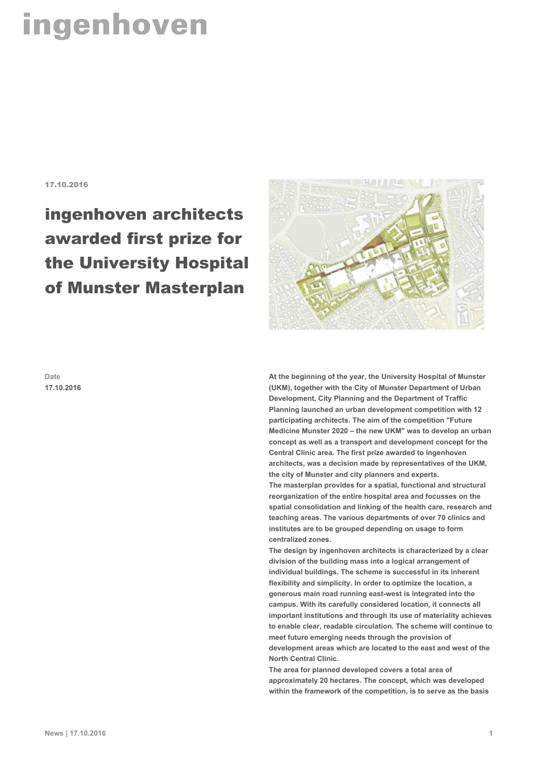ingenhoven

17.10.2016

# ingenhoven architects awarded first prize for the University Hospital of Munster Masterplan

Date
17.10.2016

**At the beginning of the year, the University Hospital of Munster (UKM), together with the City of Munster Department of Urban Development, City Planning and the Department of Traffic Planning launched an urban development competition with 12 participating architects. The aim of the competition "Future Medicine Munster 2020 – the new UKM" was to develop an urban concept as well as a transport and development concept for the Central Clinic area. The first prize awarded to ingenhoven architects, was a decision made by representatives of the UKM, the city of Munster and city planners and experts.**

**The masterplan provides for a spatial, functional and structural reorganization of the entire hospital area and focusses on the spatial consolidation and linking of the health care, research and teaching areas. The various departments of over 70 clinics and institutes are to be grouped depending on usage to form centralized zones.**

**The design by ingenhoven architects is characterized by a clear division of the building mass into a logical arrangement of individual buildings. The scheme is successful in its inherent flexibility and simplicity. In order to optimize the location, a generous main road running east-west is integrated into the campus. With its carefully considered location, it connects all important institutions and through its use of materiality achieves to enable clear, readable circulation. The scheme will continue to meet future emerging needs through the provision of development areas which are located to the east and west of the North Central Clinic.**

**The area for planned developed covers a total area of approximately 20 hectares. The concept, which was developed within the framework of the competition, is to serve as the basis**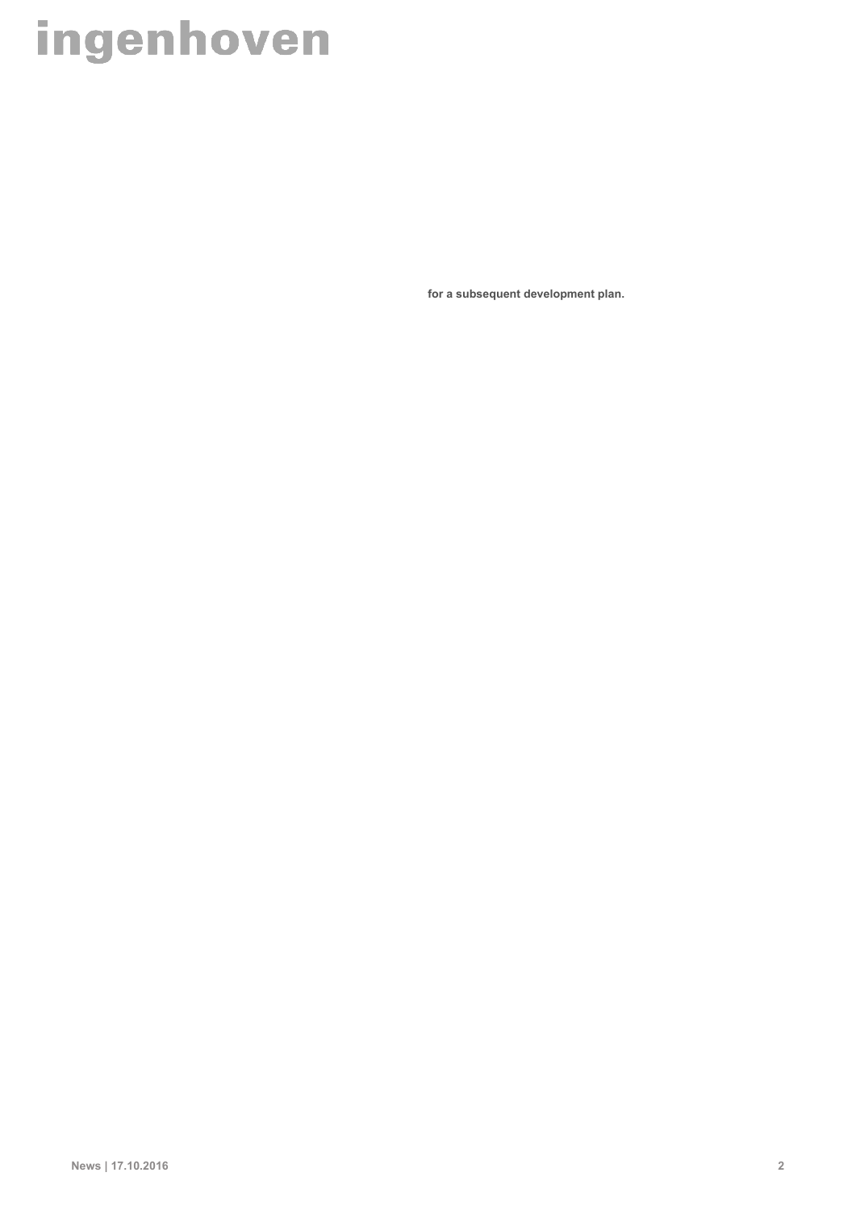**for a subsequent development plan.**